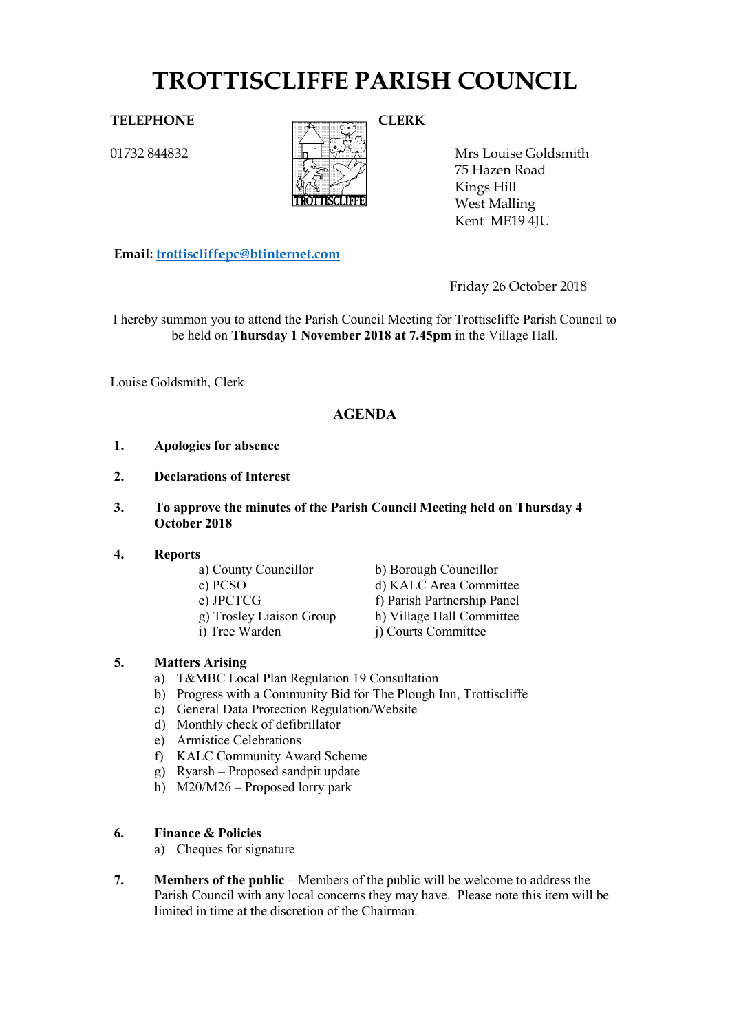# TROTTISCLIFFE PARISH COUNCIL

**TELEPHONE**

01732 844832

**CLERK**

Mrs Louise Goldsmith
75 Hazen Road
Kings Hill
West Malling
Kent ME19 4JU

**Email:** trottiscliffepc@btinternet.com

Friday 26 October 2018

I hereby summon you to attend the Parish Council Meeting for Trottiscliffe Parish Council to be held on **Thursday 1 November 2018 at 7.45pm** in the Village Hall.

Louise Goldsmith, Clerk

## AGENDA

1. **Apologies for absence**

2. **Declarations of Interest**

3. **To approve the minutes of the Parish Council Meeting held on Thursday 4 October 2018**

4. **Reports**
   - a) County Councillor
   - b) Borough Councillor
   - c) PCSO
   - d) KALC Area Committee
   - e) JPCTCG
   - f) Parish Partnership Panel
   - g) Trosley Liaison Group
   - h) Village Hall Committee
   - i) Tree Warden
   - j) Courts Committee

5. **Matters Arising**
   - a) T&MBC Local Plan Regulation 19 Consultation
   - b) Progress with a Community Bid for The Plough Inn, Trottiscliffe
   - c) General Data Protection Regulation/Website
   - d) Monthly check of defibrillator
   - e) Armistice Celebrations
   - f) KALC Community Award Scheme
   - g) Ryarsh – Proposed sandpit update
   - h) M20/M26 – Proposed lorry park

6. **Finance & Policies**
   - a) Cheques for signature

7. **Members of the public** – Members of the public will be welcome to address the Parish Council with any local concerns they may have. Please note this item will be limited in time at the discretion of the Chairman.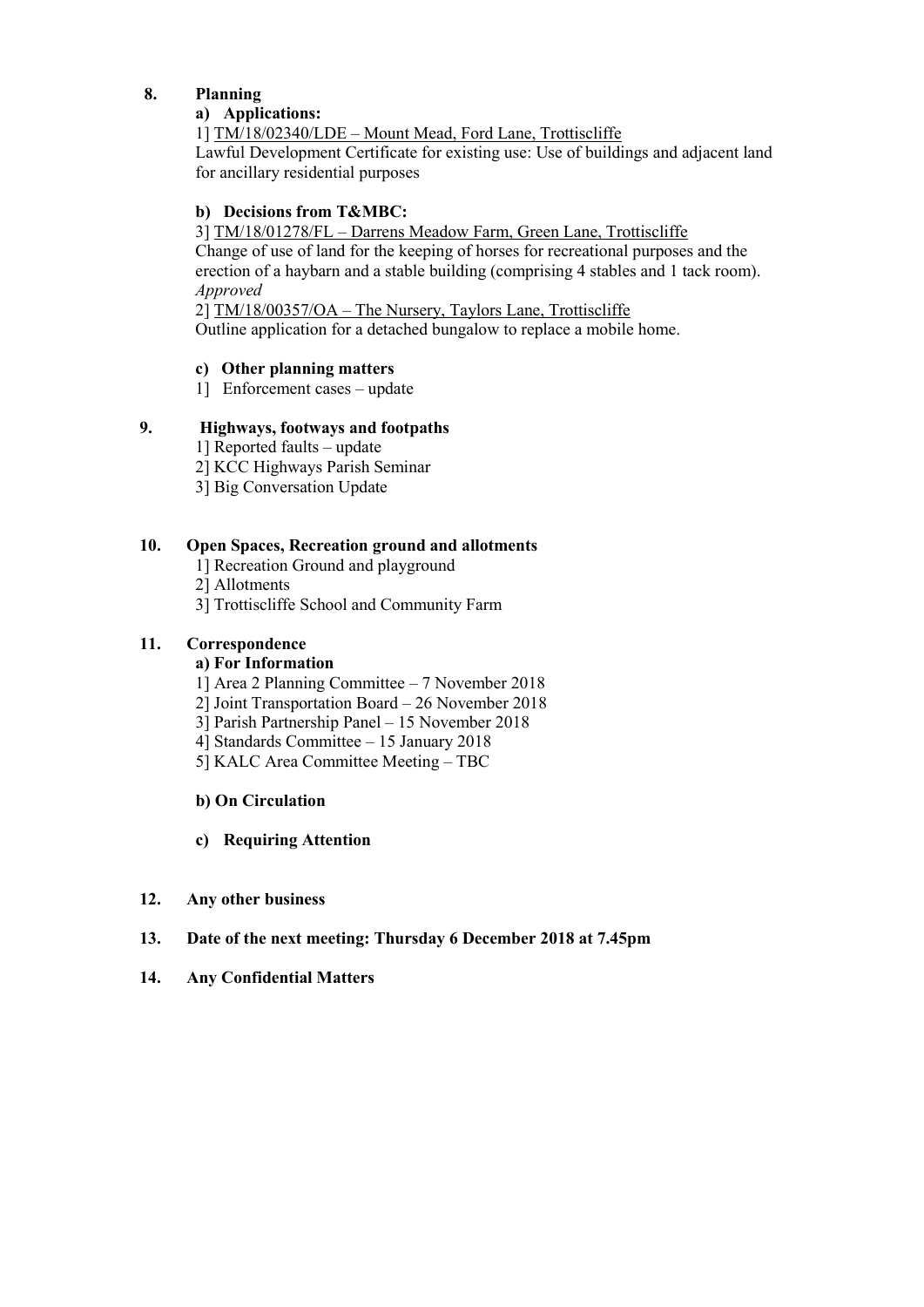## 8. Planning

**a) Applications:**

1] TM/18/02340/LDE – Mount Mead, Ford Lane, Trottiscliffe
Lawful Development Certificate for existing use: Use of buildings and adjacent land for ancillary residential purposes

**b) Decisions from T&MBC:**

3] TM/18/01278/FL – Darrens Meadow Farm, Green Lane, Trottiscliffe
Change of use of land for the keeping of horses for recreational purposes and the erection of a haybarn and a stable building (comprising 4 stables and 1 tack room).
*Approved*

2] TM/18/00357/OA – The Nursery, Taylors Lane, Trottiscliffe
Outline application for a detached bungalow to replace a mobile home.

**c) Other planning matters**

1] Enforcement cases – update

## 9. Highways, footways and footpaths

1] Reported faults – update
2] KCC Highways Parish Seminar
3] Big Conversation Update

## 10. Open Spaces, Recreation ground and allotments

1] Recreation Ground and playground
2] Allotments
3] Trottiscliffe School and Community Farm

## 11. Correspondence

**a) For Information**

1] Area 2 Planning Committee – 7 November 2018
2] Joint Transportation Board – 26 November 2018
3] Parish Partnership Panel – 15 November 2018
4] Standards Committee – 15 January 2018
5] KALC Area Committee Meeting – TBC

**b) On Circulation**

**c) Requiring Attention**

## 12. Any other business

## 13. Date of the next meeting: Thursday 6 December 2018 at 7.45pm

## 14. Any Confidential Matters